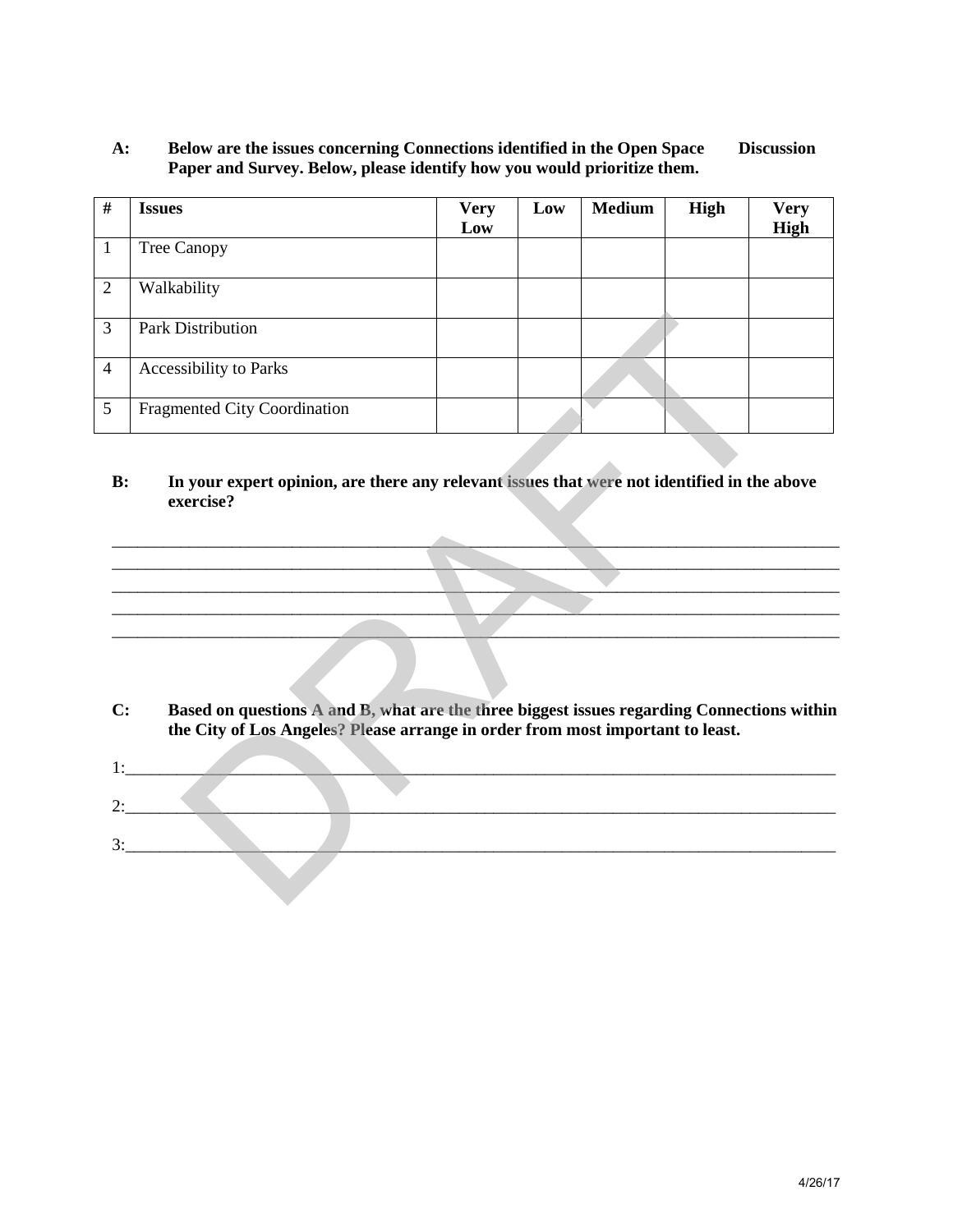**A: Below are the issues concerning Connections identified in the Open Space Discussion Paper and Survey. Below, please identify how you would prioritize them.**

| # | Issues | Very Low | Low | Medium | High | Very High |
|---|---|---|---|---|---|---|
| 1 | Tree Canopy | | | | | |
| 2 | Walkability | | | | | |
| 3 | Park Distribution | | | | | |
| 4 | Accessibility to Parks | | | | | |
| 5 | Fragmented City Coordination | | | | | |

**B: In your expert opinion, are there any relevant issues that were not identified in the above exercise?**

\_\_\_\_\_\_\_\_\_\_\_\_\_\_\_\_\_\_\_\_\_\_\_\_\_\_\_\_\_\_\_\_\_\_\_\_\_\_\_\_\_\_\_\_\_\_\_\_\_\_\_\_\_\_\_\_\_\_\_\_\_\_\_\_\_\_\_\_\_\_\_\_\_\_\_\_\_\_\_\_\_\_\_\_\_\_

\_\_\_\_\_\_\_\_\_\_\_\_\_\_\_\_\_\_\_\_\_\_\_\_\_\_\_\_\_\_\_\_\_\_\_\_\_\_\_\_\_\_\_\_\_\_\_\_\_\_\_\_\_\_\_\_\_\_\_\_\_\_\_\_\_\_\_\_\_\_\_\_\_\_\_\_\_\_\_\_\_\_\_\_\_\_

\_\_\_\_\_\_\_\_\_\_\_\_\_\_\_\_\_\_\_\_\_\_\_\_\_\_\_\_\_\_\_\_\_\_\_\_\_\_\_\_\_\_\_\_\_\_\_\_\_\_\_\_\_\_\_\_\_\_\_\_\_\_\_\_\_\_\_\_\_\_\_\_\_\_\_\_\_\_\_\_\_\_\_\_\_\_

\_\_\_\_\_\_\_\_\_\_\_\_\_\_\_\_\_\_\_\_\_\_\_\_\_\_\_\_\_\_\_\_\_\_\_\_\_\_\_\_\_\_\_\_\_\_\_\_\_\_\_\_\_\_\_\_\_\_\_\_\_\_\_\_\_\_\_\_\_\_\_\_\_\_\_\_\_\_\_\_\_\_\_\_\_\_

\_\_\_\_\_\_\_\_\_\_\_\_\_\_\_\_\_\_\_\_\_\_\_\_\_\_\_\_\_\_\_\_\_\_\_\_\_\_\_\_\_\_\_\_\_\_\_\_\_\_\_\_\_\_\_\_\_\_\_\_\_\_\_\_\_\_\_\_\_\_\_\_\_\_\_\_\_\_\_\_\_\_\_\_\_\_

**C: Based on questions A and B, what are the three biggest issues regarding Connections within the City of Los Angeles? Please arrange in order from most important to least.**

1:\_\_\_\_\_\_\_\_\_\_\_\_\_\_\_\_\_\_\_\_\_\_\_\_\_\_\_\_\_\_\_\_\_\_\_\_\_\_\_\_\_\_\_\_\_\_\_\_\_\_\_\_\_\_\_\_\_\_\_\_\_\_\_\_\_\_\_\_\_\_\_\_\_\_\_\_\_\_\_\_\_\_\_\_

2:\_\_\_\_\_\_\_\_\_\_\_\_\_\_\_\_\_\_\_\_\_\_\_\_\_\_\_\_\_\_\_\_\_\_\_\_\_\_\_\_\_\_\_\_\_\_\_\_\_\_\_\_\_\_\_\_\_\_\_\_\_\_\_\_\_\_\_\_\_\_\_\_\_\_\_\_\_\_\_\_\_\_\_\_

3:\_\_\_\_\_\_\_\_\_\_\_\_\_\_\_\_\_\_\_\_\_\_\_\_\_\_\_\_\_\_\_\_\_\_\_\_\_\_\_\_\_\_\_\_\_\_\_\_\_\_\_\_\_\_\_\_\_\_\_\_\_\_\_\_\_\_\_\_\_\_\_\_\_\_\_\_\_\_\_\_\_\_\_\_

4/26/17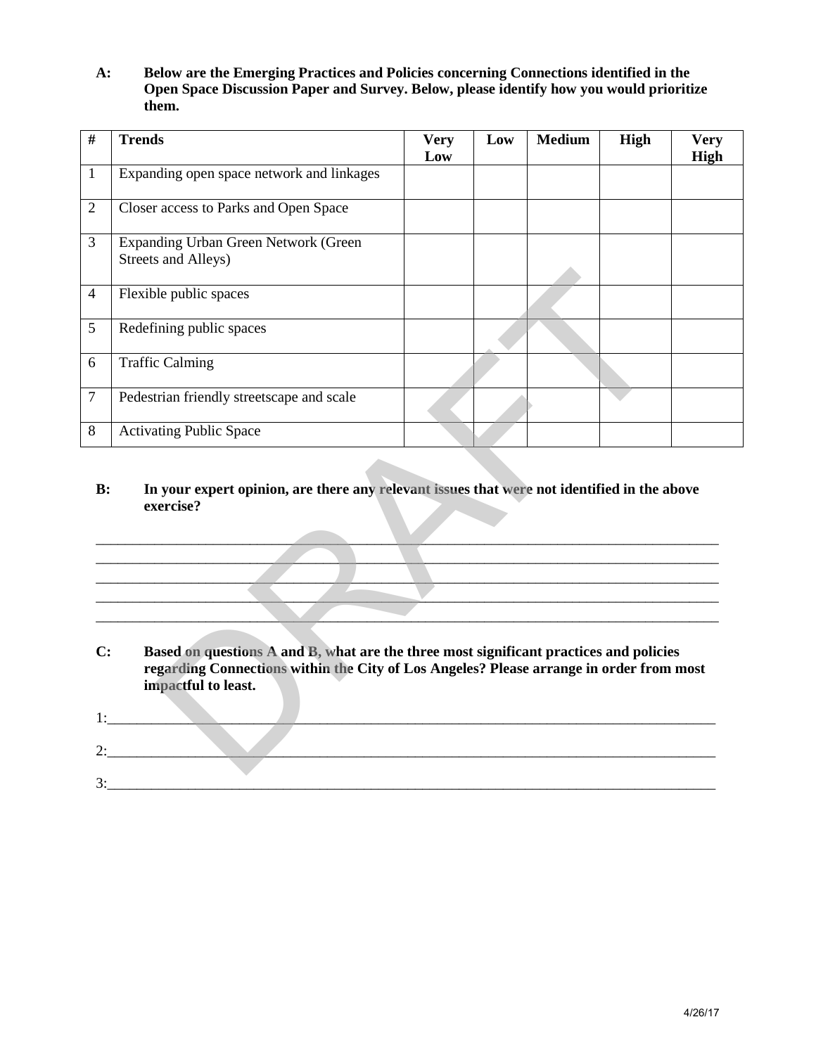**A: Below are the Emerging Practices and Policies concerning Connections identified in the Open Space Discussion Paper and Survey. Below, please identify how you would prioritize them.**

| # | Trends | Very Low | Low | Medium | High | Very High |
|---|---|---|---|---|---|---|
| 1 | Expanding open space network and linkages | | | | | |
| 2 | Closer access to Parks and Open Space | | | | | |
| 3 | Expanding Urban Green Network (Green Streets and Alleys) | | | | | |
| 4 | Flexible public spaces | | | | | |
| 5 | Redefining public spaces | | | | | |
| 6 | Traffic Calming | | | | | |
| 7 | Pedestrian friendly streetscape and scale | | | | | |
| 8 | Activating Public Space | | | | | |

**B: In your expert opinion, are there any relevant issues that were not identified in the above exercise?**

______________________________________________________________________________________
______________________________________________________________________________________
______________________________________________________________________________________
______________________________________________________________________________________
______________________________________________________________________________________

**C: Based on questions A and B, what are the three most significant practices and policies regarding Connections within the City of Los Angeles? Please arrange in order from most impactful to least.**

1:_____________________________________________________________________________________

2:_____________________________________________________________________________________

3:_____________________________________________________________________________________

4/26/17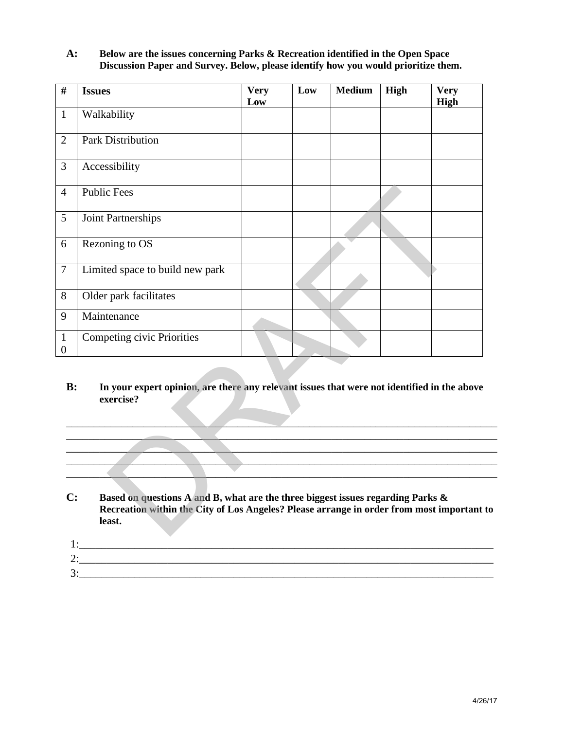**A:** **Below are the issues concerning Parks & Recreation identified in the Open Space Discussion Paper and Survey. Below, please identify how you would prioritize them.**

| # | Issues | Very Low | Low | Medium | High | Very High |
|---|---|---|---|---|---|---|
| 1 | Walkability | | | | | |
| 2 | Park Distribution | | | | | |
| 3 | Accessibility | | | | | |
| 4 | Public Fees | | | | | |
| 5 | Joint Partnerships | | | | | |
| 6 | Rezoning to OS | | | | | |
| 7 | Limited space to build new park | | | | | |
| 8 | Older park facilitates | | | | | |
| 9 | Maintenance | | | | | |
| 10 | Competing civic Priorities | | | | | |

**B:** **In your expert opinion, are there any relevant issues that were not identified in the above exercise?**

_______________________________________________________________________________
_______________________________________________________________________________
_______________________________________________________________________________
_______________________________________________________________________________
_______________________________________________________________________________

**C:** **Based on questions A and B, what are the three biggest issues regarding Parks & Recreation within the City of Los Angeles? Please arrange in order from most important to least.**

1:_____________________________________________________________________________
2:_____________________________________________________________________________
3:_____________________________________________________________________________

4/26/17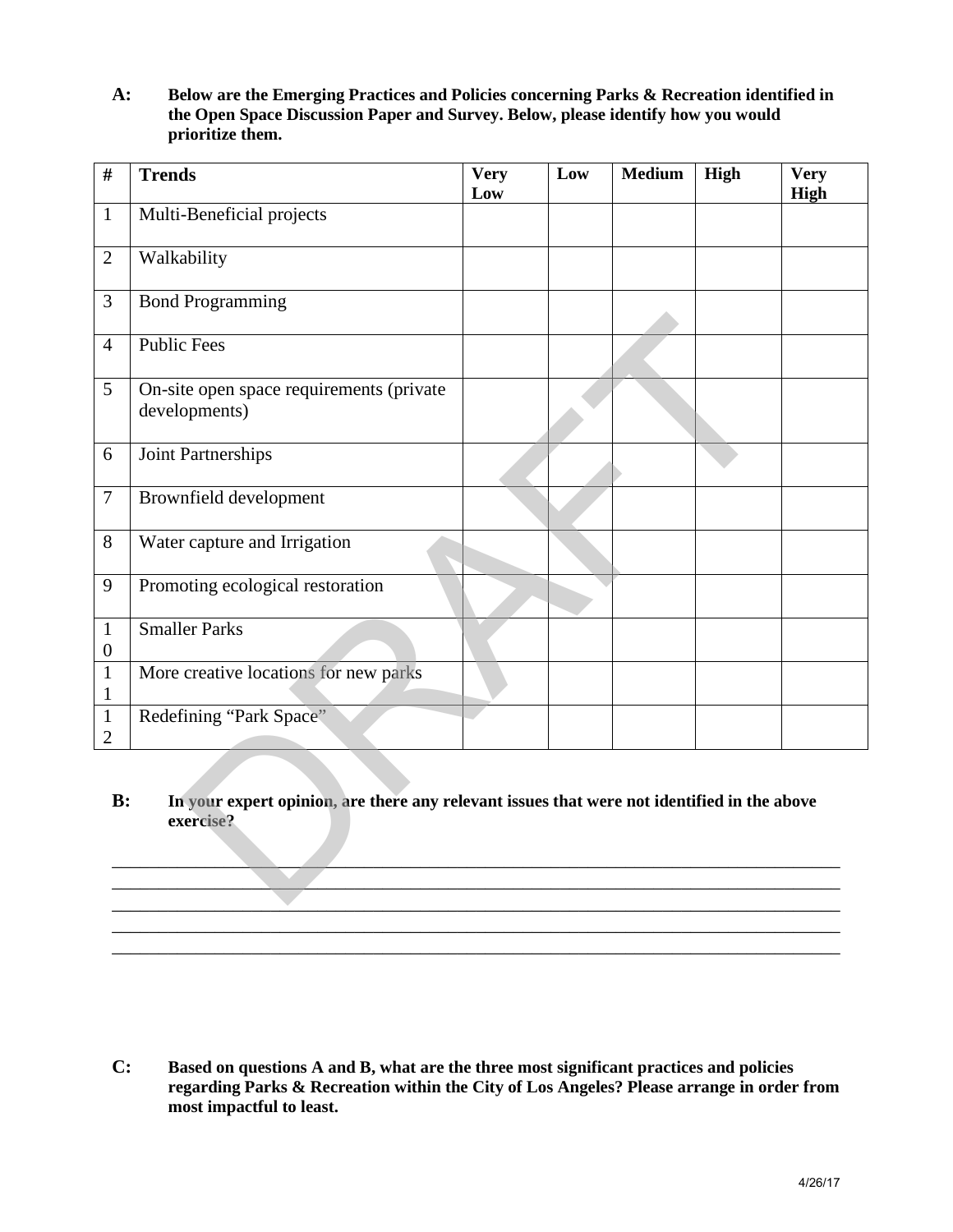**A:** **Below are the Emerging Practices and Policies concerning Parks & Recreation identified in the Open Space Discussion Paper and Survey. Below, please identify how you would prioritize them.**

| # | Trends | Very Low | Low | Medium | High | Very High |
|---|---|---|---|---|---|---|
| 1 | Multi-Beneficial projects | | | | | |
| 2 | Walkability | | | | | |
| 3 | Bond Programming | | | | | |
| 4 | Public Fees | | | | | |
| 5 | On-site open space requirements (private developments) | | | | | |
| 6 | Joint Partnerships | | | | | |
| 7 | Brownfield development | | | | | |
| 8 | Water capture and Irrigation | | | | | |
| 9 | Promoting ecological restoration | | | | | |
| 10 | Smaller Parks | | | | | |
| 11 | More creative locations for new parks | | | | | |
| 12 | Redefining "Park Space" | | | | | |

**B:** **In your expert opinion, are there any relevant issues that were not identified in the above exercise?**

_______________________________________________________________________________
_______________________________________________________________________________
_______________________________________________________________________________
_______________________________________________________________________________
_______________________________________________________________________________

**C:** **Based on questions A and B, what are the three most significant practices and policies regarding Parks & Recreation within the City of Los Angeles? Please arrange in order from most impactful to least.**

4/26/17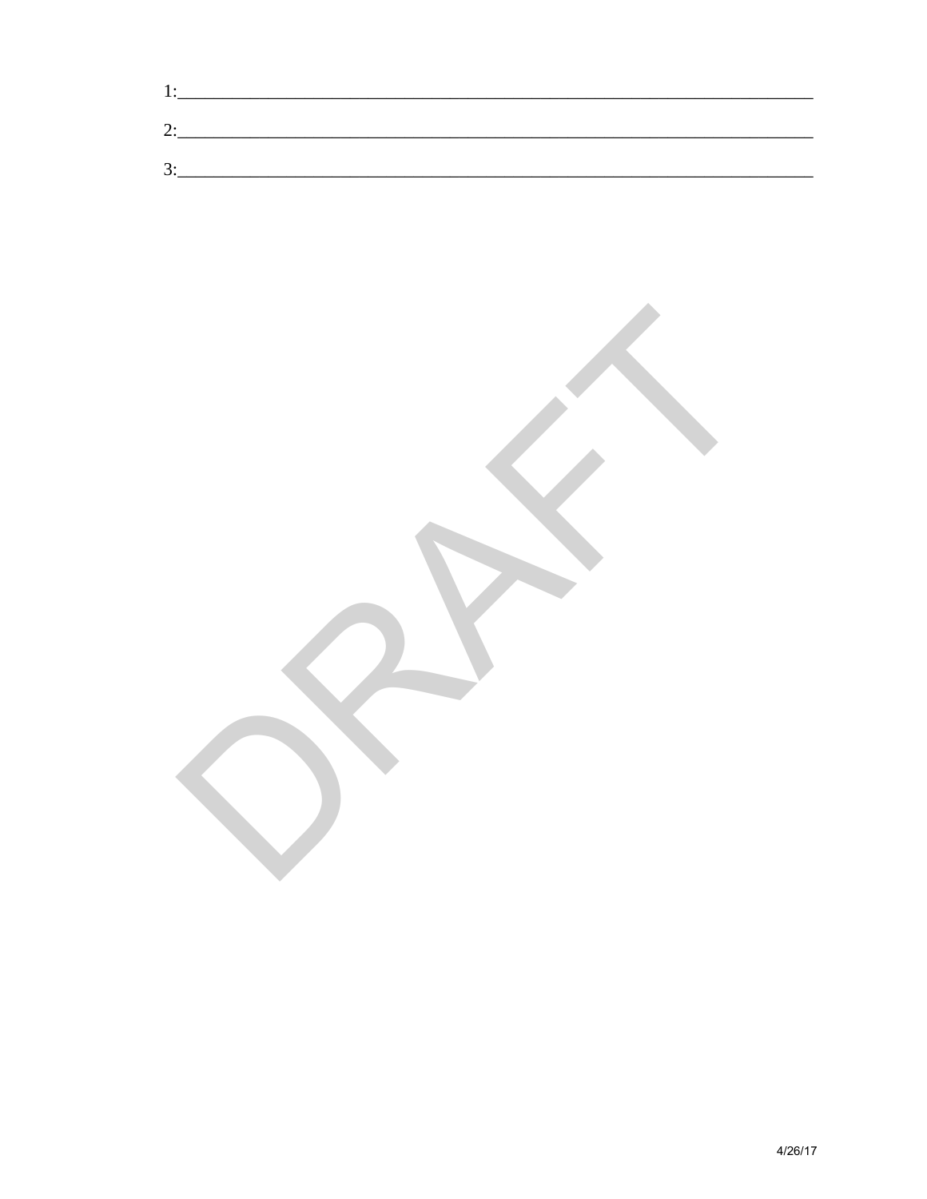1:___________________________________________________________________________

2:___________________________________________________________________________

3:___________________________________________________________________________

DRAFT

4/26/17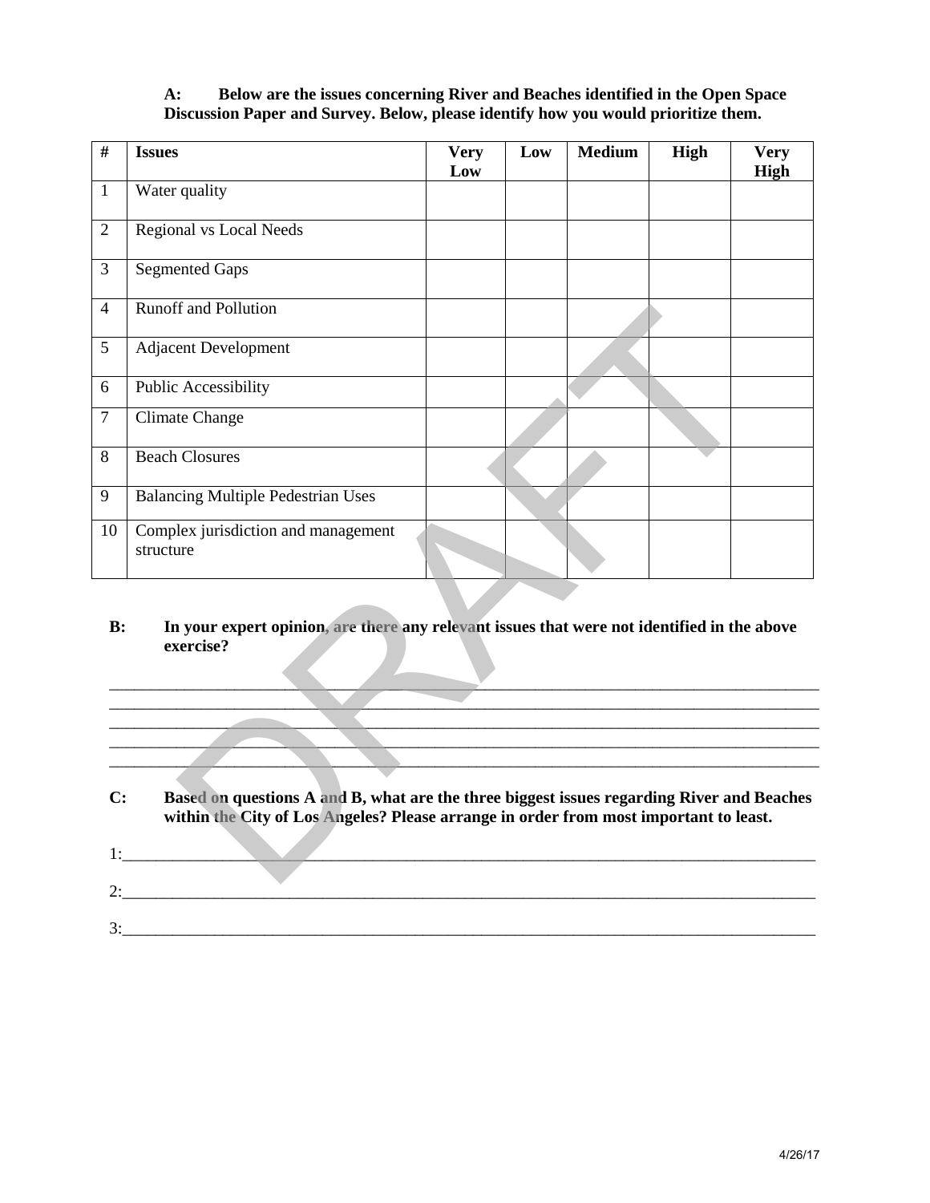**A: Below are the issues concerning River and Beaches identified in the Open Space Discussion Paper and Survey. Below, please identify how you would prioritize them.**

| # | Issues | Very Low | Low | Medium | High | Very High |
|---|---|---|---|---|---|---|
| 1 | Water quality | | | | | |
| 2 | Regional vs Local Needs | | | | | |
| 3 | Segmented Gaps | | | | | |
| 4 | Runoff and Pollution | | | | | |
| 5 | Adjacent Development | | | | | |
| 6 | Public Accessibility | | | | | |
| 7 | Climate Change | | | | | |
| 8 | Beach Closures | | | | | |
| 9 | Balancing Multiple Pedestrian Uses | | | | | |
| 10 | Complex jurisdiction and management structure | | | | | |

**B: In your expert opinion, are there any relevant issues that were not identified in the above exercise?**

\_\_\_\_\_\_\_\_\_\_\_\_\_\_\_\_\_\_\_\_\_\_\_\_\_\_\_\_\_\_\_\_\_\_\_\_\_\_\_\_\_\_\_\_\_\_\_\_\_\_\_\_\_\_\_\_\_\_\_\_\_\_\_\_\_\_\_\_\_\_\_\_\_\_\_\_\_\_
\_\_\_\_\_\_\_\_\_\_\_\_\_\_\_\_\_\_\_\_\_\_\_\_\_\_\_\_\_\_\_\_\_\_\_\_\_\_\_\_\_\_\_\_\_\_\_\_\_\_\_\_\_\_\_\_\_\_\_\_\_\_\_\_\_\_\_\_\_\_\_\_\_\_\_\_\_\_
\_\_\_\_\_\_\_\_\_\_\_\_\_\_\_\_\_\_\_\_\_\_\_\_\_\_\_\_\_\_\_\_\_\_\_\_\_\_\_\_\_\_\_\_\_\_\_\_\_\_\_\_\_\_\_\_\_\_\_\_\_\_\_\_\_\_\_\_\_\_\_\_\_\_\_\_\_\_
\_\_\_\_\_\_\_\_\_\_\_\_\_\_\_\_\_\_\_\_\_\_\_\_\_\_\_\_\_\_\_\_\_\_\_\_\_\_\_\_\_\_\_\_\_\_\_\_\_\_\_\_\_\_\_\_\_\_\_\_\_\_\_\_\_\_\_\_\_\_\_\_\_\_\_\_\_\_
\_\_\_\_\_\_\_\_\_\_\_\_\_\_\_\_\_\_\_\_\_\_\_\_\_\_\_\_\_\_\_\_\_\_\_\_\_\_\_\_\_\_\_\_\_\_\_\_\_\_\_\_\_\_\_\_\_\_\_\_\_\_\_\_\_\_\_\_\_\_\_\_\_\_\_\_\_\_

**C: Based on questions A and B, what are the three biggest issues regarding River and Beaches within the City of Los Angeles? Please arrange in order from most important to least.**

1:\_\_\_\_\_\_\_\_\_\_\_\_\_\_\_\_\_\_\_\_\_\_\_\_\_\_\_\_\_\_\_\_\_\_\_\_\_\_\_\_\_\_\_\_\_\_\_\_\_\_\_\_\_\_\_\_\_\_\_\_\_\_\_\_\_\_\_\_\_\_\_\_\_\_\_\_

2:\_\_\_\_\_\_\_\_\_\_\_\_\_\_\_\_\_\_\_\_\_\_\_\_\_\_\_\_\_\_\_\_\_\_\_\_\_\_\_\_\_\_\_\_\_\_\_\_\_\_\_\_\_\_\_\_\_\_\_\_\_\_\_\_\_\_\_\_\_\_\_\_\_\_\_\_

3:\_\_\_\_\_\_\_\_\_\_\_\_\_\_\_\_\_\_\_\_\_\_\_\_\_\_\_\_\_\_\_\_\_\_\_\_\_\_\_\_\_\_\_\_\_\_\_\_\_\_\_\_\_\_\_\_\_\_\_\_\_\_\_\_\_\_\_\_\_\_\_\_\_\_\_\_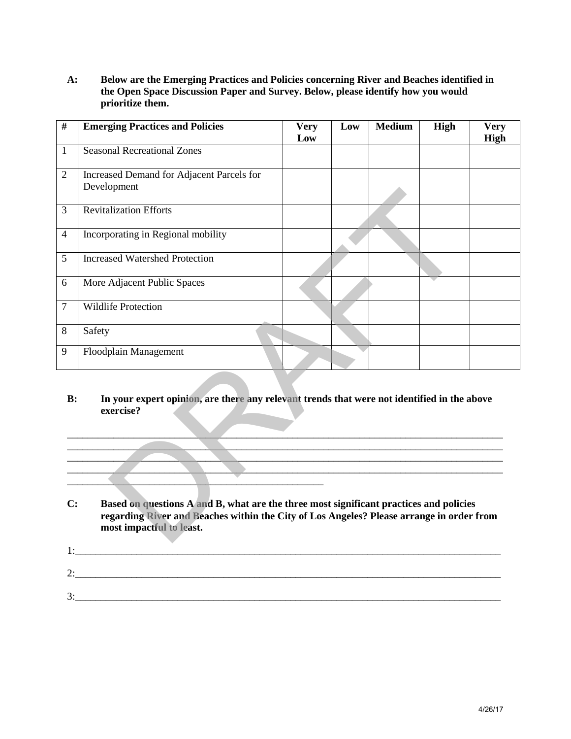**A: Below are the Emerging Practices and Policies concerning River and Beaches identified in the Open Space Discussion Paper and Survey. Below, please identify how you would prioritize them.**

| # | Emerging Practices and Policies | Very Low | Low | Medium | High | Very High |
|---|---|---|---|---|---|---|
| 1 | Seasonal Recreational Zones | | | | | |
| 2 | Increased Demand for Adjacent Parcels for Development | | | | | |
| 3 | Revitalization Efforts | | | | | |
| 4 | Incorporating in Regional mobility | | | | | |
| 5 | Increased Watershed Protection | | | | | |
| 6 | More Adjacent Public Spaces | | | | | |
| 7 | Wildlife Protection | | | | | |
| 8 | Safety | | | | | |
| 9 | Floodplain Management | | | | | |

**B: In your expert opinion, are there any relevant trends that were not identified in the above exercise?**

______________________________________________________________________________
______________________________________________________________________________
______________________________________________________________________________
______________________________________________________________________________
____________________________________________

**C: Based on questions A and B, what are the three most significant practices and policies regarding River and Beaches within the City of Los Angeles? Please arrange in order from most impactful to least.**

1:______________________________________________________________________________

2:______________________________________________________________________________

3:______________________________________________________________________________

4/26/17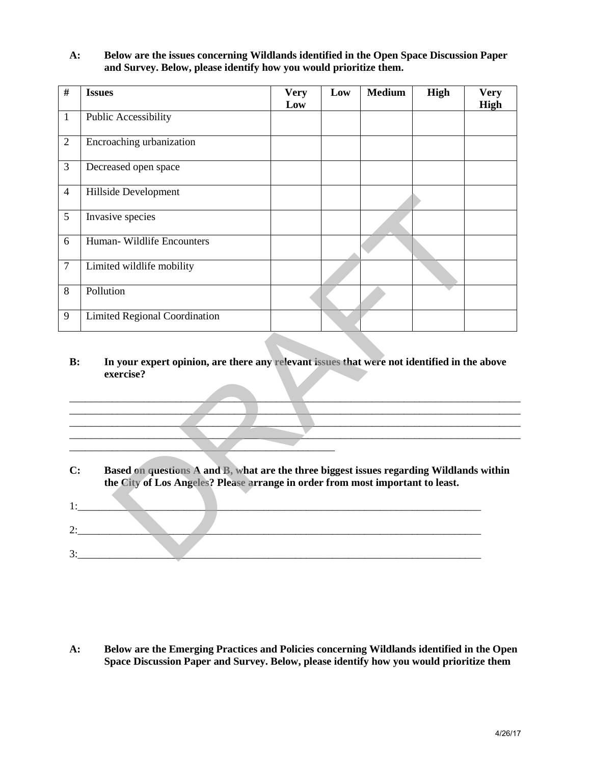**A: Below are the issues concerning Wildlands identified in the Open Space Discussion Paper and Survey. Below, please identify how you would prioritize them.**

| # | Issues | Very Low | Low | Medium | High | Very High |
|---|---|---|---|---|---|---|
| 1 | Public Accessibility | | | | | |
| 2 | Encroaching urbanization | | | | | |
| 3 | Decreased open space | | | | | |
| 4 | Hillside Development | | | | | |
| 5 | Invasive species | | | | | |
| 6 | Human- Wildlife Encounters | | | | | |
| 7 | Limited wildlife mobility | | | | | |
| 8 | Pollution | | | | | |
| 9 | Limited Regional Coordination | | | | | |

**B: In your expert opinion, are there any relevant issues that were not identified in the above exercise?**

______________________________________________________________________________
______________________________________________________________________________
______________________________________________________________________________
______________________________________________________________________________
____________________________________________

**C: Based on questions A and B, what are the three biggest issues regarding Wildlands within the City of Los Angeles? Please arrange in order from most important to least.**

1:______________________________________________________________________

2:______________________________________________________________________

3:______________________________________________________________________

**A: Below are the Emerging Practices and Policies concerning Wildlands identified in the Open Space Discussion Paper and Survey. Below, please identify how you would prioritize them**

4/26/17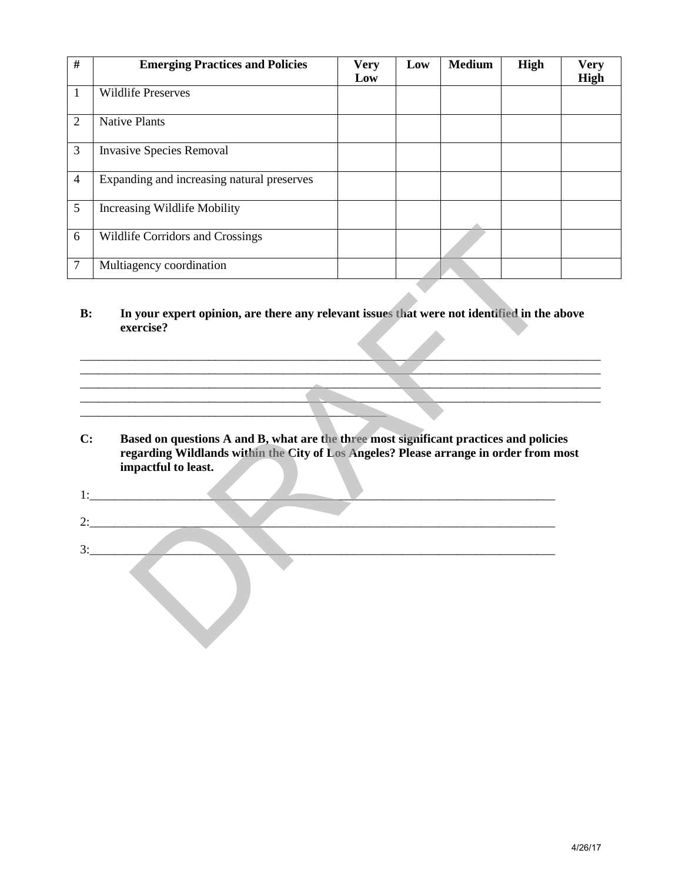| # | Emerging Practices and Policies | Very Low | Low | Medium | High | Very High |
|---|---|---|---|---|---|---|
| 1 | Wildlife Preserves | | | | | |
| 2 | Native Plants | | | | | |
| 3 | Invasive Species Removal | | | | | |
| 4 | Expanding and increasing natural preserves | | | | | |
| 5 | Increasing Wildlife Mobility | | | | | |
| 6 | Wildlife Corridors and Crossings | | | | | |
| 7 | Multiagency coordination | | | | | |

**B: In your expert opinion, are there any relevant issues that were not identified in the above exercise?**

______________________________________________________________________________________
______________________________________________________________________________________
______________________________________________________________________________________
______________________________________________________________________________________
__________________________________________________

**C: Based on questions A and B, what are the three most significant practices and policies regarding Wildlands within the City of Los Angeles? Please arrange in order from most impactful to least.**

1:___________________________________________________________________________

2:___________________________________________________________________________

3:___________________________________________________________________________

DRAFT

4/26/17